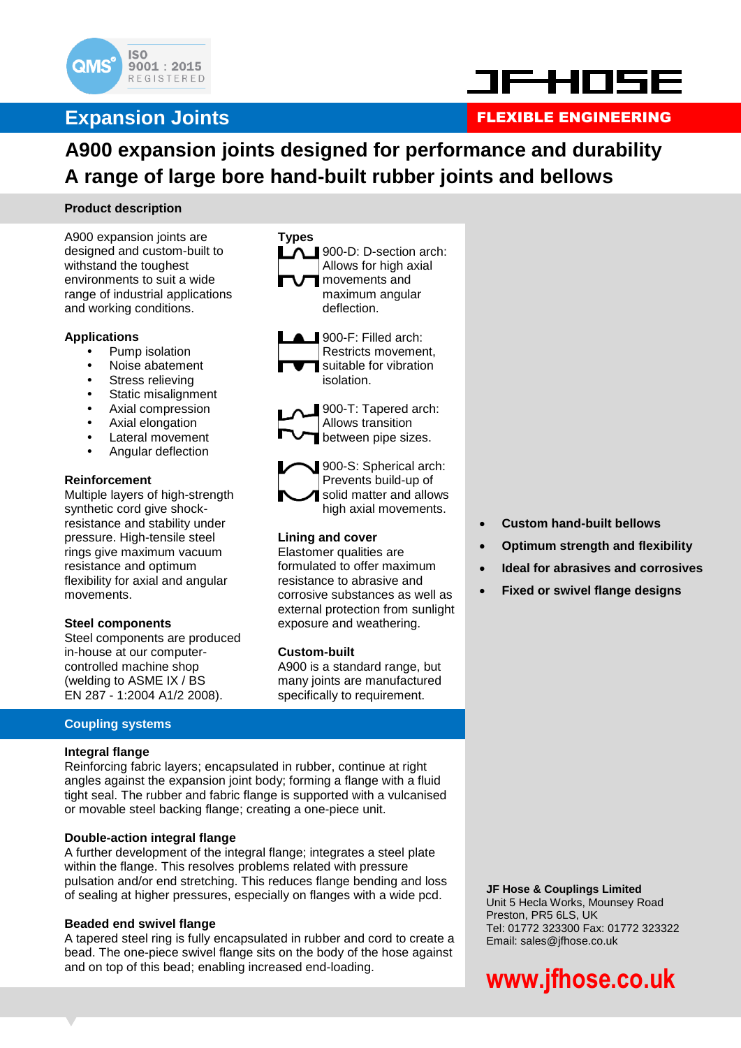ISO 9001 : 2015 REGISTERED

JF HOSE

# Expansion Joints

FLEXIBLE ENGINEERING

## A900 expansion joints designed for performance and durability
## A range of large bore hand-built rubber joints and bellows

### Product description

A900 expansion joints are designed and custom-built to withstand the toughest environments to suit a wide range of industrial applications and working conditions.

### Applications

- Pump isolation
- Noise abatement
- Stress relieving
- Static misalignment
- Axial compression
- Axial elongation
- Lateral movement
- Angular deflection

### Reinforcement

Multiple layers of high-strength synthetic cord give shock-resistance and stability under pressure. High-tensile steel rings give maximum vacuum resistance and optimum flexibility for axial and angular movements.

### Steel components

Steel components are produced in-house at our computer-controlled machine shop (welding to ASME IX / BS EN 287 - 1:2004 A1/2 2008).

### Types

900-D: D-section arch: Allows for high axial movements and maximum angular deflection.

900-F: Filled arch: Restricts movement, suitable for vibration isolation.

900-T: Tapered arch: Allows transition between pipe sizes.

900-S: Spherical arch: Prevents build-up of solid matter and allows high axial movements.

### Lining and cover

Elastomer qualities are formulated to offer maximum resistance to abrasive and corrosive substances as well as external protection from sunlight exposure and weathering.

### Custom-built

A900 is a standard range, but many joints are manufactured specifically to requirement.

- **Custom hand-built bellows**
- **Optimum strength and flexibility**
- **Ideal for abrasives and corrosives**
- **Fixed or swivel flange designs**

## Coupling systems

### Integral flange

Reinforcing fabric layers; encapsulated in rubber, continue at right angles against the expansion joint body; forming a flange with a fluid tight seal. The rubber and fabric flange is supported with a vulcanised or movable steel backing flange; creating a one-piece unit.

### Double-action integral flange

A further development of the integral flange; integrates a steel plate within the flange. This resolves problems related with pressure pulsation and/or end stretching. This reduces flange bending and loss of sealing at higher pressures, especially on flanges with a wide pcd.

### Beaded end swivel flange

A tapered steel ring is fully encapsulated in rubber and cord to create a bead. The one-piece swivel flange sits on the body of the hose against and on top of this bead; enabling increased end-loading.

**JF Hose & Couplings Limited**
Unit 5 Hecla Works, Mounsey Road
Preston, PR5 6LS, UK
Tel: 01772 323300 Fax: 01772 323322
Email: sales@jfhose.co.uk

**www.jfhose.co.uk**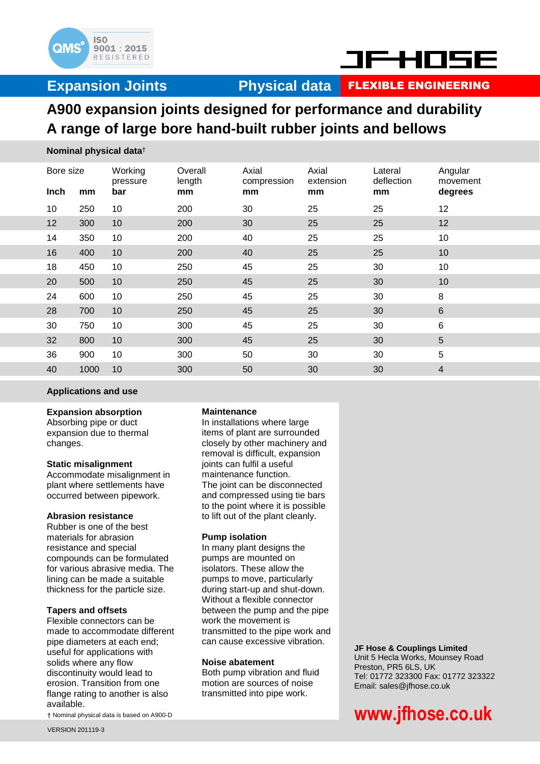## Expansion Joints — Physical data — FLEXIBLE ENGINEERING

# A900 expansion joints designed for performance and durability
# A range of large bore hand-built rubber joints and bellows

### Nominal physical data†

| Bore size Inch | mm | Working pressure bar | Overall length mm | Axial compression mm | Axial extension mm | Lateral deflection mm | Angular movement degrees |
|---|---|---|---|---|---|---|---|
| 10 | 250 | 10 | 200 | 30 | 25 | 25 | 12 |
| 12 | 300 | 10 | 200 | 30 | 25 | 25 | 12 |
| 14 | 350 | 10 | 200 | 40 | 25 | 25 | 10 |
| 16 | 400 | 10 | 200 | 40 | 25 | 25 | 10 |
| 18 | 450 | 10 | 250 | 45 | 25 | 30 | 10 |
| 20 | 500 | 10 | 250 | 45 | 25 | 30 | 10 |
| 24 | 600 | 10 | 250 | 45 | 25 | 30 | 8 |
| 28 | 700 | 10 | 250 | 45 | 25 | 30 | 6 |
| 30 | 750 | 10 | 300 | 45 | 25 | 30 | 6 |
| 32 | 800 | 10 | 300 | 45 | 25 | 30 | 5 |
| 36 | 900 | 10 | 300 | 50 | 30 | 30 | 5 |
| 40 | 1000 | 10 | 300 | 50 | 30 | 30 | 4 |

### Applications and use

**Expansion absorption**
Absorbing pipe or duct expansion due to thermal changes.

**Static misalignment**
Accommodate misalignment in plant where settlements have occurred between pipework.

**Abrasion resistance**
Rubber is one of the best materials for abrasion resistance and special compounds can be formulated for various abrasive media. The lining can be made a suitable thickness for the particle size.

**Tapers and offsets**
Flexible connectors can be made to accommodate different pipe diameters at each end; useful for applications with solids where any flow discontinuity would lead to erosion. Transition from one flange rating to another is also available.

† Nominal physical data is based on A900-D

**Maintenance**
In installations where large items of plant are surrounded closely by other machinery and removal is difficult, expansion joints can fulfil a useful maintenance function.
The joint can be disconnected and compressed using tie bars to the point where it is possible to lift out of the plant cleanly.

**Pump isolation**
In many plant designs the pumps are mounted on isolators. These allow the pumps to move, particularly during start-up and shut-down. Without a flexible connector between the pump and the pipe work the movement is transmitted to the pipe work and can cause excessive vibration.

**Noise abatement**
Both pump vibration and fluid motion are sources of noise transmitted into pipe work.

**JF Hose & Couplings Limited**
Unit 5 Hecla Works, Mounsey Road
Preston, PR5 6LS, UK
Tel: 01772 323300 Fax: 01772 323322
Email: sales@jfhose.co.uk

**www.jfhose.co.uk**

VERSION 201119-3